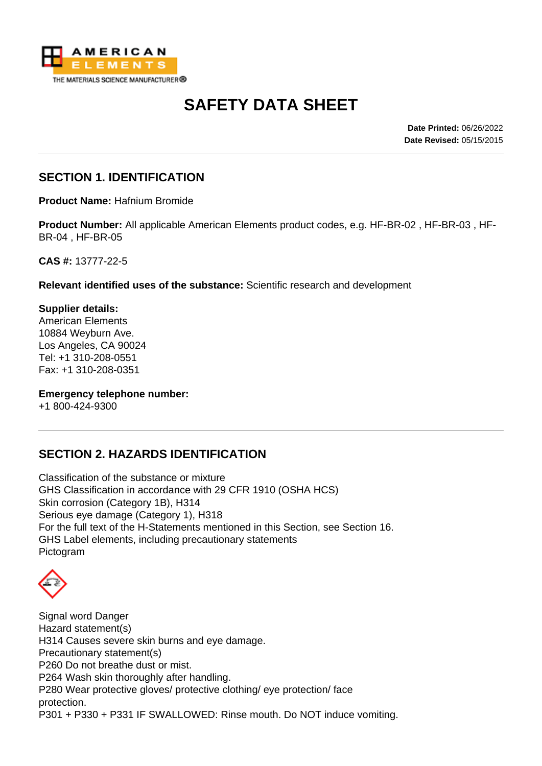# SAFETY DATA SHEET

**Date Printed:** 06/26/2022
**Date Revised:** 05/15/2015

## SECTION 1. IDENTIFICATION

**Product Name:** Hafnium Bromide

**Product Number:** All applicable American Elements product codes, e.g. HF-BR-02 , HF-BR-03 , HF-BR-04 , HF-BR-05

**CAS #:** 13777-22-5

**Relevant identified uses of the substance:** Scientific research and development

**Supplier details:**
American Elements
10884 Weyburn Ave.
Los Angeles, CA 90024
Tel: +1 310-208-0551
Fax: +1 310-208-0351

**Emergency telephone number:**
+1 800-424-9300

## SECTION 2. HAZARDS IDENTIFICATION

Classification of the substance or mixture
GHS Classification in accordance with 29 CFR 1910 (OSHA HCS)
Skin corrosion (Category 1B), H314
Serious eye damage (Category 1), H318
For the full text of the H-Statements mentioned in this Section, see Section 16.
GHS Label elements, including precautionary statements
Pictogram

Signal word Danger
Hazard statement(s)
H314 Causes severe skin burns and eye damage.
Precautionary statement(s)
P260 Do not breathe dust or mist.
P264 Wash skin thoroughly after handling.
P280 Wear protective gloves/ protective clothing/ eye protection/ face protection.
P301 + P330 + P331 IF SWALLOWED: Rinse mouth. Do NOT induce vomiting.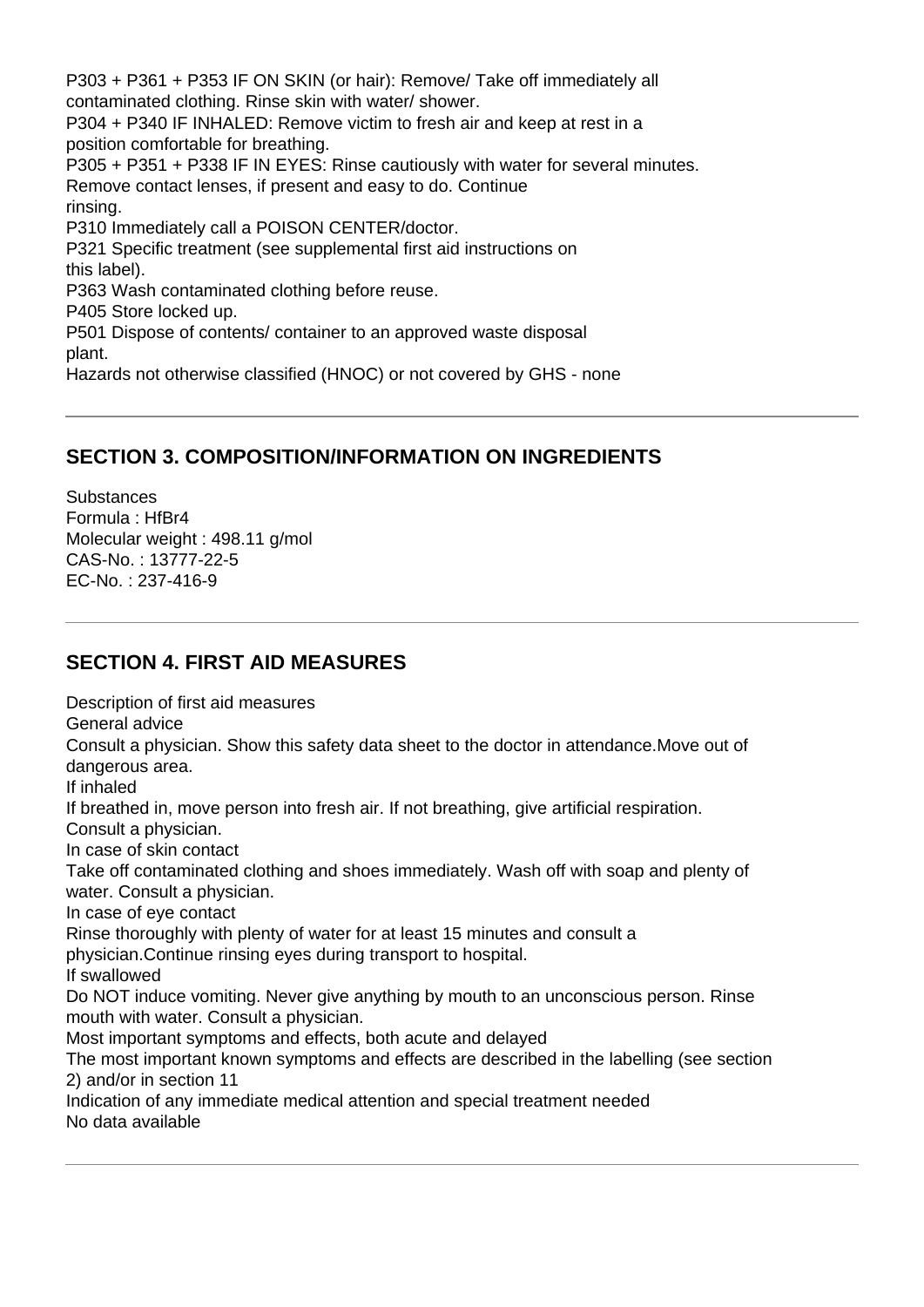P303 + P361 + P353 IF ON SKIN (or hair): Remove/ Take off immediately all contaminated clothing. Rinse skin with water/ shower.
P304 + P340 IF INHALED: Remove victim to fresh air and keep at rest in a position comfortable for breathing.
P305 + P351 + P338 IF IN EYES: Rinse cautiously with water for several minutes. Remove contact lenses, if present and easy to do. Continue rinsing.
P310 Immediately call a POISON CENTER/doctor.
P321 Specific treatment (see supplemental first aid instructions on this label).
P363 Wash contaminated clothing before reuse.
P405 Store locked up.
P501 Dispose of contents/ container to an approved waste disposal plant.
Hazards not otherwise classified (HNOC) or not covered by GHS - none

---

## SECTION 3. COMPOSITION/INFORMATION ON INGREDIENTS

Substances
Formula : $HfBr_4$
Molecular weight : 498.11 g/mol
CAS-No. : 13777-22-5
EC-No. : 237-416-9

---

## SECTION 4. FIRST AID MEASURES

Description of first aid measures
General advice
Consult a physician. Show this safety data sheet to the doctor in attendance.Move out of dangerous area.
If inhaled
If breathed in, move person into fresh air. If not breathing, give artificial respiration. Consult a physician.
In case of skin contact
Take off contaminated clothing and shoes immediately. Wash off with soap and plenty of water. Consult a physician.
In case of eye contact
Rinse thoroughly with plenty of water for at least 15 minutes and consult a physician.Continue rinsing eyes during transport to hospital.
If swallowed
Do NOT induce vomiting. Never give anything by mouth to an unconscious person. Rinse mouth with water. Consult a physician.
Most important symptoms and effects, both acute and delayed
The most important known symptoms and effects are described in the labelling (see section 2) and/or in section 11
Indication of any immediate medical attention and special treatment needed
No data available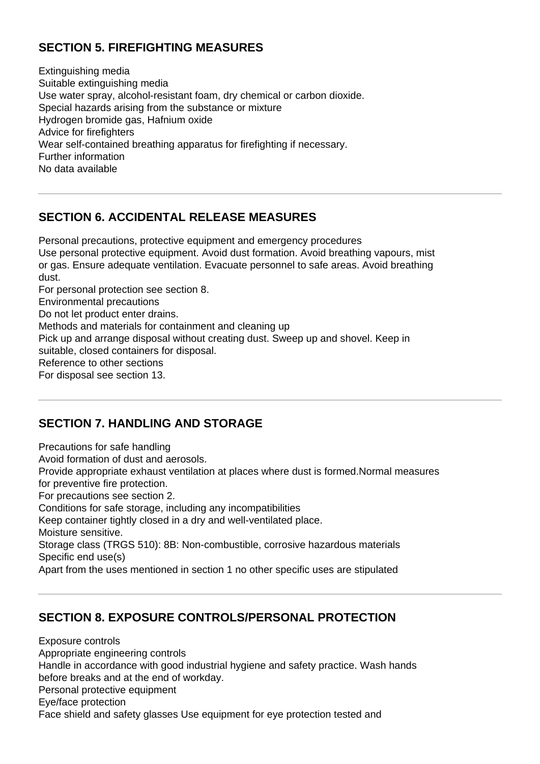## SECTION 5. FIREFIGHTING MEASURES

Extinguishing media
Suitable extinguishing media
Use water spray, alcohol-resistant foam, dry chemical or carbon dioxide.
Special hazards arising from the substance or mixture
Hydrogen bromide gas, Hafnium oxide
Advice for firefighters
Wear self-contained breathing apparatus for firefighting if necessary.
Further information
No data available

---

## SECTION 6. ACCIDENTAL RELEASE MEASURES

Personal precautions, protective equipment and emergency procedures
Use personal protective equipment. Avoid dust formation. Avoid breathing vapours, mist or gas. Ensure adequate ventilation. Evacuate personnel to safe areas. Avoid breathing dust.
For personal protection see section 8.
Environmental precautions
Do not let product enter drains.
Methods and materials for containment and cleaning up
Pick up and arrange disposal without creating dust. Sweep up and shovel. Keep in suitable, closed containers for disposal.
Reference to other sections
For disposal see section 13.

---

## SECTION 7. HANDLING AND STORAGE

Precautions for safe handling
Avoid formation of dust and aerosols.
Provide appropriate exhaust ventilation at places where dust is formed.Normal measures for preventive fire protection.
For precautions see section 2.
Conditions for safe storage, including any incompatibilities
Keep container tightly closed in a dry and well-ventilated place.
Moisture sensitive.
Storage class (TRGS 510): 8B: Non-combustible, corrosive hazardous materials
Specific end use(s)
Apart from the uses mentioned in section 1 no other specific uses are stipulated

---

## SECTION 8. EXPOSURE CONTROLS/PERSONAL PROTECTION

Exposure controls
Appropriate engineering controls
Handle in accordance with good industrial hygiene and safety practice. Wash hands before breaks and at the end of workday.
Personal protective equipment
Eye/face protection
Face shield and safety glasses Use equipment for eye protection tested and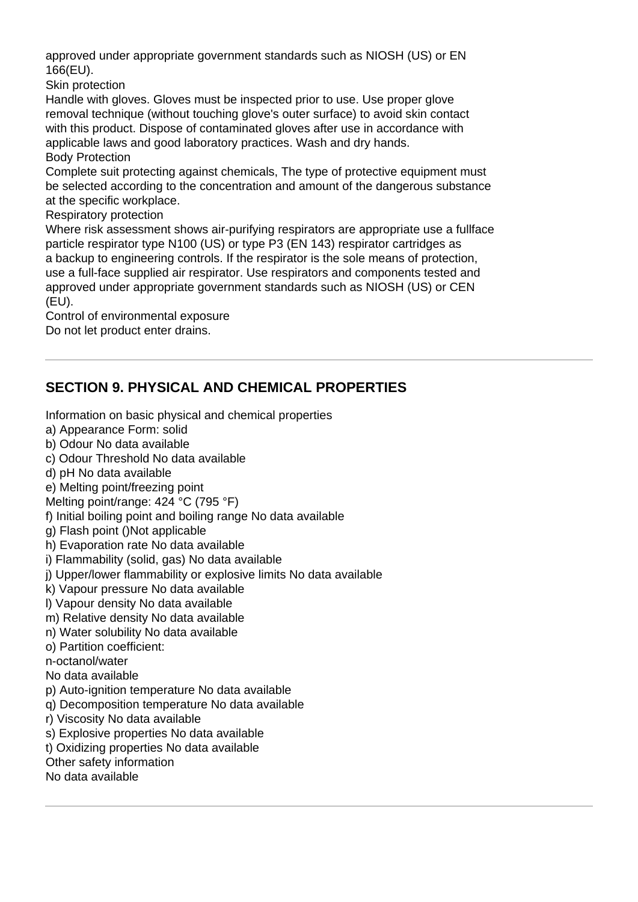approved under appropriate government standards such as NIOSH (US) or EN 166(EU).

Skin protection

Handle with gloves. Gloves must be inspected prior to use. Use proper glove removal technique (without touching glove's outer surface) to avoid skin contact with this product. Dispose of contaminated gloves after use in accordance with applicable laws and good laboratory practices. Wash and dry hands.

Body Protection

Complete suit protecting against chemicals, The type of protective equipment must be selected according to the concentration and amount of the dangerous substance at the specific workplace.

Respiratory protection

Where risk assessment shows air-purifying respirators are appropriate use a fullface particle respirator type N100 (US) or type P3 (EN 143) respirator cartridges as a backup to engineering controls. If the respirator is the sole means of protection, use a full-face supplied air respirator. Use respirators and components tested and approved under appropriate government standards such as NIOSH (US) or CEN (EU).

Control of environmental exposure

Do not let product enter drains.

---

## SECTION 9. PHYSICAL AND CHEMICAL PROPERTIES

Information on basic physical and chemical properties

a) Appearance Form: solid

b) Odour No data available

c) Odour Threshold No data available

d) pH No data available

e) Melting point/freezing point

Melting point/range: 424 °C (795 °F)

f) Initial boiling point and boiling range No data available

g) Flash point ()Not applicable

h) Evaporation rate No data available

i) Flammability (solid, gas) No data available

j) Upper/lower flammability or explosive limits No data available

k) Vapour pressure No data available

l) Vapour density No data available

m) Relative density No data available

n) Water solubility No data available

o) Partition coefficient:

n-octanol/water

No data available

p) Auto-ignition temperature No data available

q) Decomposition temperature No data available

r) Viscosity No data available

s) Explosive properties No data available

t) Oxidizing properties No data available

Other safety information

No data available

---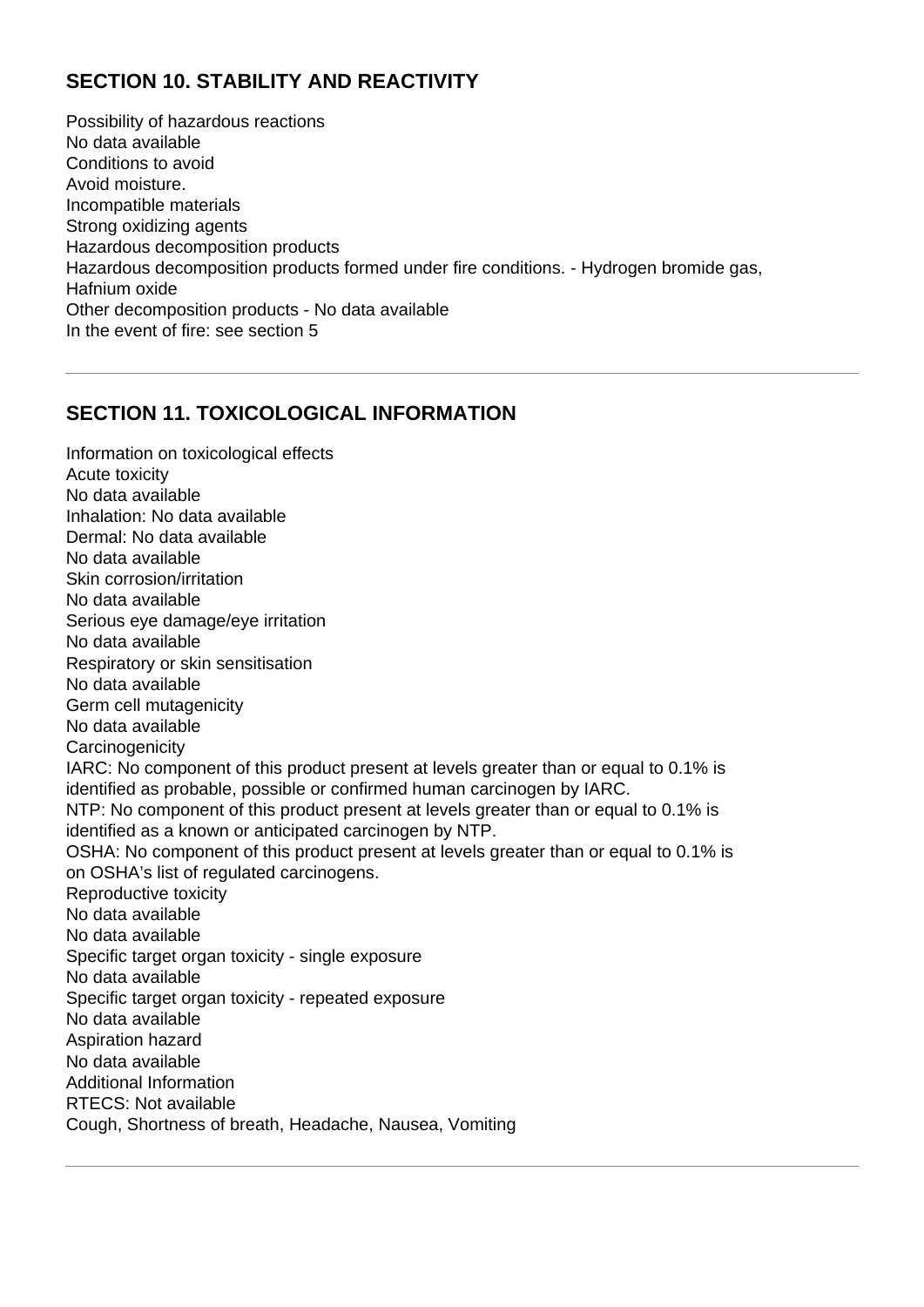## SECTION 10. STABILITY AND REACTIVITY

Possibility of hazardous reactions
No data available
Conditions to avoid
Avoid moisture.
Incompatible materials
Strong oxidizing agents
Hazardous decomposition products
Hazardous decomposition products formed under fire conditions. - Hydrogen bromide gas, Hafnium oxide
Other decomposition products - No data available
In the event of fire: see section 5

---

## SECTION 11. TOXICOLOGICAL INFORMATION

Information on toxicological effects
Acute toxicity
No data available
Inhalation: No data available
Dermal: No data available
No data available
Skin corrosion/irritation
No data available
Serious eye damage/eye irritation
No data available
Respiratory or skin sensitisation
No data available
Germ cell mutagenicity
No data available
Carcinogenicity
IARC: No component of this product present at levels greater than or equal to 0.1% is identified as probable, possible or confirmed human carcinogen by IARC.
NTP: No component of this product present at levels greater than or equal to 0.1% is identified as a known or anticipated carcinogen by NTP.
OSHA: No component of this product present at levels greater than or equal to 0.1% is on OSHA's list of regulated carcinogens.
Reproductive toxicity
No data available
No data available
Specific target organ toxicity - single exposure
No data available
Specific target organ toxicity - repeated exposure
No data available
Aspiration hazard
No data available
Additional Information
RTECS: Not available
Cough, Shortness of breath, Headache, Nausea, Vomiting

---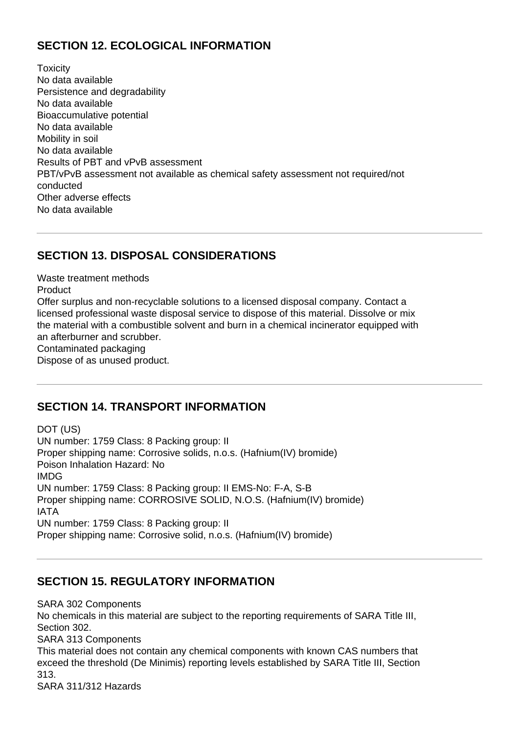## SECTION 12. ECOLOGICAL INFORMATION

Toxicity
No data available
Persistence and degradability
No data available
Bioaccumulative potential
No data available
Mobility in soil
No data available
Results of PBT and vPvB assessment
PBT/vPvB assessment not available as chemical safety assessment not required/not conducted
Other adverse effects
No data available

---

## SECTION 13. DISPOSAL CONSIDERATIONS

Waste treatment methods
Product
Offer surplus and non-recyclable solutions to a licensed disposal company. Contact a licensed professional waste disposal service to dispose of this material. Dissolve or mix the material with a combustible solvent and burn in a chemical incinerator equipped with an afterburner and scrubber.
Contaminated packaging
Dispose of as unused product.

---

## SECTION 14. TRANSPORT INFORMATION

DOT (US)
UN number: 1759 Class: 8 Packing group: II
Proper shipping name: Corrosive solids, n.o.s. (Hafnium(IV) bromide)
Poison Inhalation Hazard: No
IMDG
UN number: 1759 Class: 8 Packing group: II EMS-No: F-A, S-B
Proper shipping name: CORROSIVE SOLID, N.O.S. (Hafnium(IV) bromide)
IATA
UN number: 1759 Class: 8 Packing group: II
Proper shipping name: Corrosive solid, n.o.s. (Hafnium(IV) bromide)

---

## SECTION 15. REGULATORY INFORMATION

SARA 302 Components
No chemicals in this material are subject to the reporting requirements of SARA Title III, Section 302.
SARA 313 Components
This material does not contain any chemical components with known CAS numbers that exceed the threshold (De Minimis) reporting levels established by SARA Title III, Section 313.
SARA 311/312 Hazards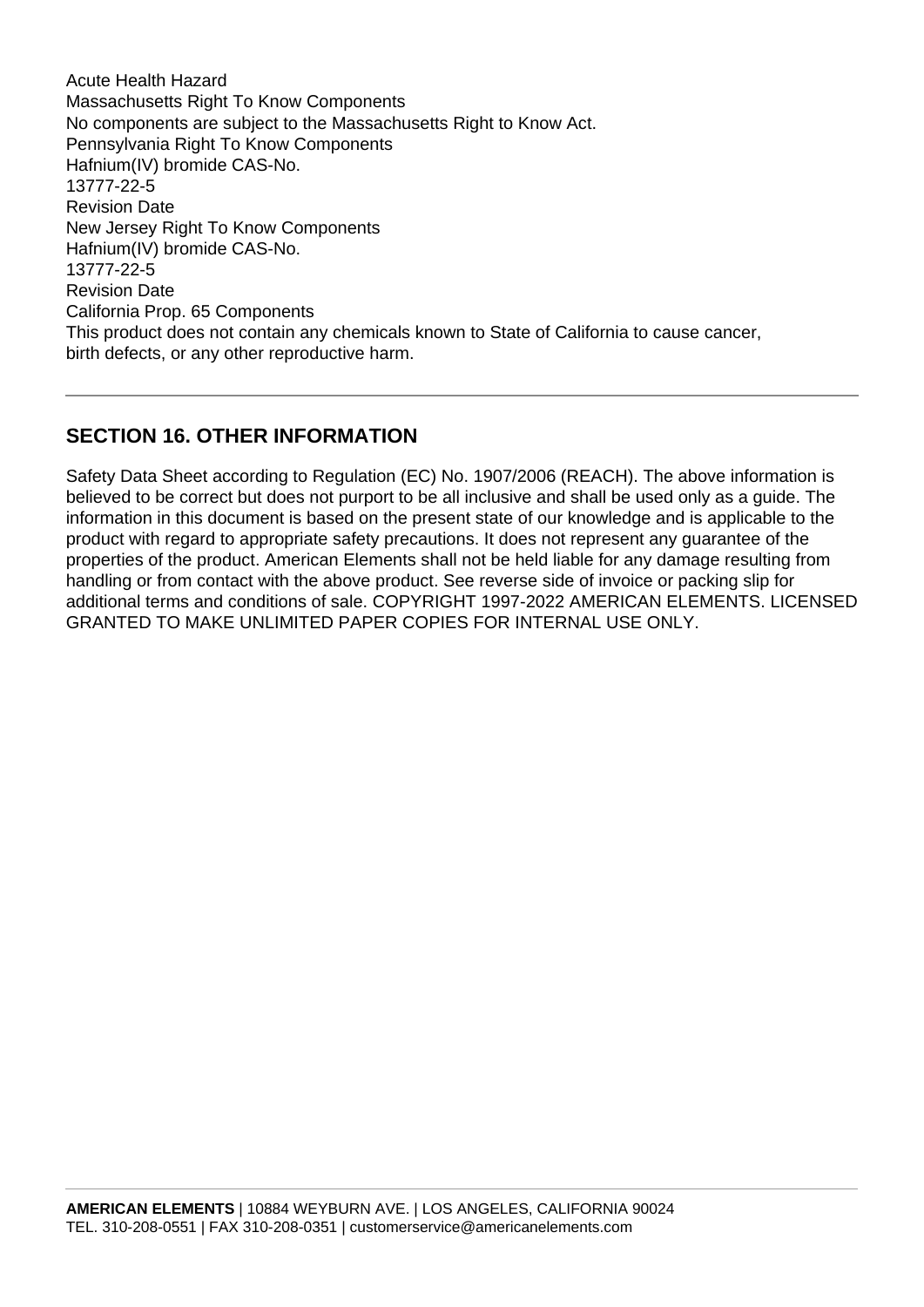Acute Health Hazard
Massachusetts Right To Know Components
No components are subject to the Massachusetts Right to Know Act.
Pennsylvania Right To Know Components
Hafnium(IV) bromide CAS-No.
13777-22-5
Revision Date
New Jersey Right To Know Components
Hafnium(IV) bromide CAS-No.
13777-22-5
Revision Date
California Prop. 65 Components
This product does not contain any chemicals known to State of California to cause cancer, birth defects, or any other reproductive harm.

---

## SECTION 16. OTHER INFORMATION

Safety Data Sheet according to Regulation (EC) No. 1907/2006 (REACH). The above information is believed to be correct but does not purport to be all inclusive and shall be used only as a guide. The information in this document is based on the present state of our knowledge and is applicable to the product with regard to appropriate safety precautions. It does not represent any guarantee of the properties of the product. American Elements shall not be held liable for any damage resulting from handling or from contact with the above product. See reverse side of invoice or packing slip for additional terms and conditions of sale. COPYRIGHT 1997-2022 AMERICAN ELEMENTS. LICENSED GRANTED TO MAKE UNLIMITED PAPER COPIES FOR INTERNAL USE ONLY.